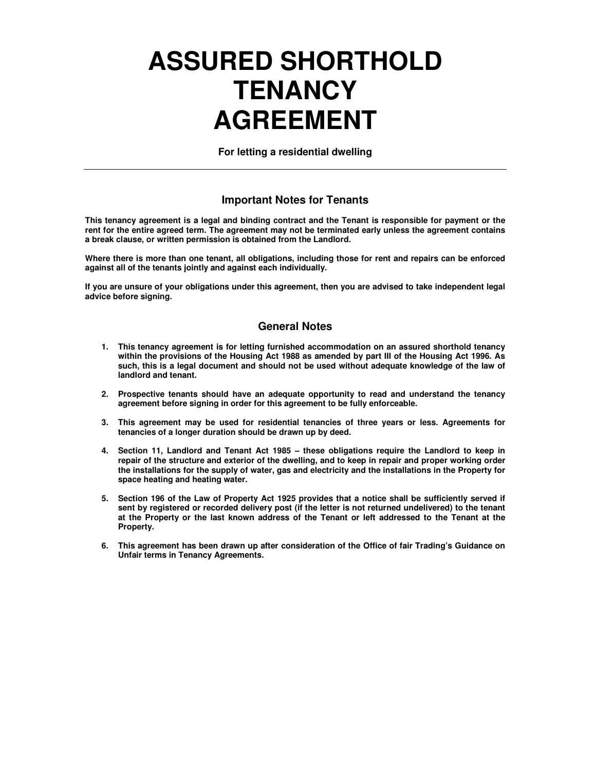# ASSURED SHORTHOLD TENANCY AGREEMENT

**For letting a residential dwelling**

---

## Important Notes for Tenants

**This tenancy agreement is a legal and binding contract and the Tenant is responsible for payment or the rent for the entire agreed term. The agreement may not be terminated early unless the agreement contains a break clause, or written permission is obtained from the Landlord.**

**Where there is more than one tenant, all obligations, including those for rent and repairs can be enforced against all of the tenants jointly and against each individually.**

**If you are unsure of your obligations under this agreement, then you are advised to take independent legal advice before signing.**

## General Notes

1. **This tenancy agreement is for letting furnished accommodation on an assured shorthold tenancy within the provisions of the Housing Act 1988 as amended by part III of the Housing Act 1996. As such, this is a legal document and should not be used without adequate knowledge of the law of landlord and tenant.**

2. **Prospective tenants should have an adequate opportunity to read and understand the tenancy agreement before signing in order for this agreement to be fully enforceable.**

3. **This agreement may be used for residential tenancies of three years or less. Agreements for tenancies of a longer duration should be drawn up by deed.**

4. **Section 11, Landlord and Tenant Act 1985 – these obligations require the Landlord to keep in repair of the structure and exterior of the dwelling, and to keep in repair and proper working order the installations for the supply of water, gas and electricity and the installations in the Property for space heating and heating water.**

5. **Section 196 of the Law of Property Act 1925 provides that a notice shall be sufficiently served if sent by registered or recorded delivery post (if the letter is not returned undelivered) to the tenant at the Property or the last known address of the Tenant or left addressed to the Tenant at the Property.**

6. **This agreement has been drawn up after consideration of the Office of fair Trading's Guidance on Unfair terms in Tenancy Agreements.**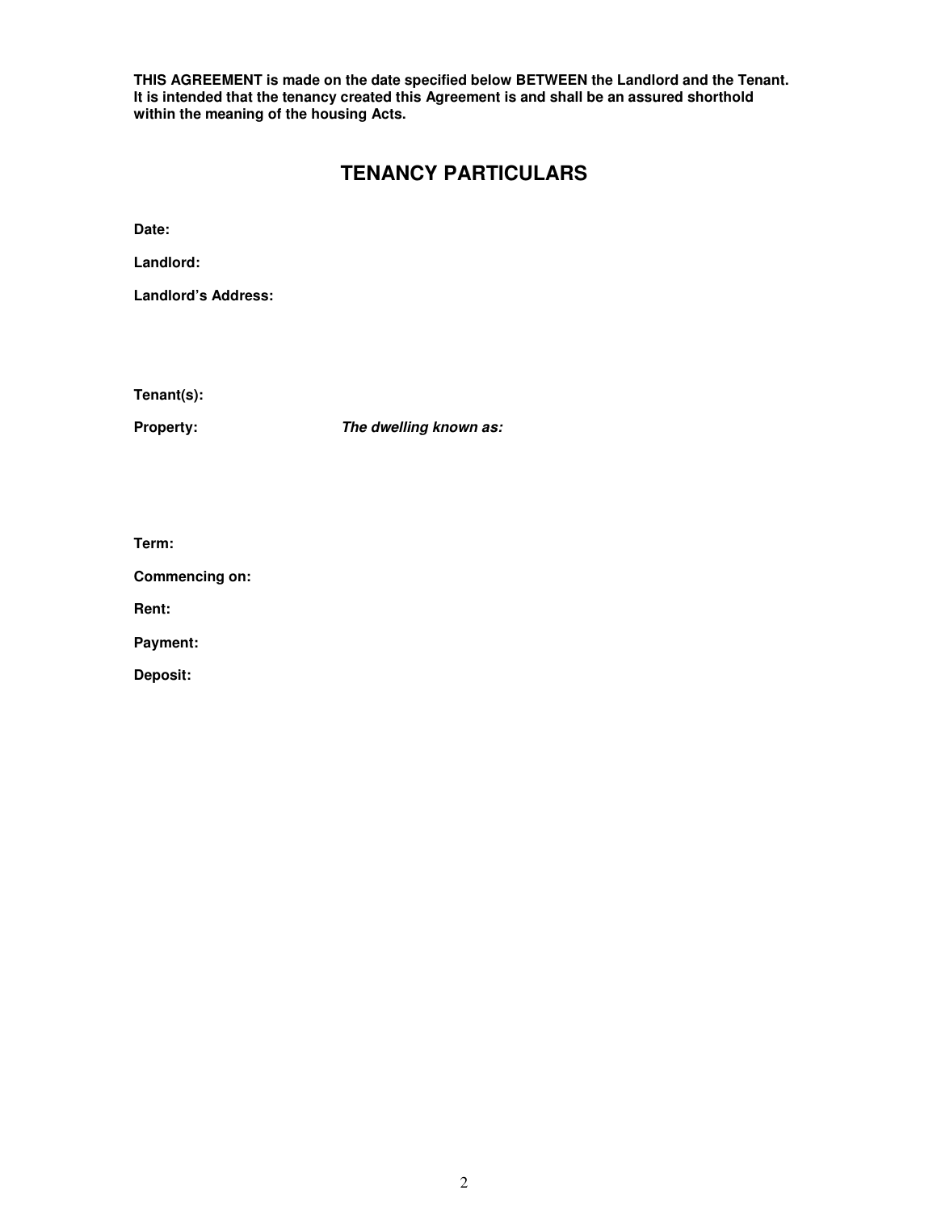**THIS AGREEMENT is made on the date specified below BETWEEN the Landlord and the Tenant. It is intended that the tenancy created this Agreement is and shall be an assured shorthold within the meaning of the housing Acts.**

## TENANCY PARTICULARS

**Date:**

**Landlord:**

**Landlord's Address:**

**Tenant(s):**

**Property:** ***The dwelling known as:***

**Term:**

**Commencing on:**

**Rent:**

**Payment:**

**Deposit:**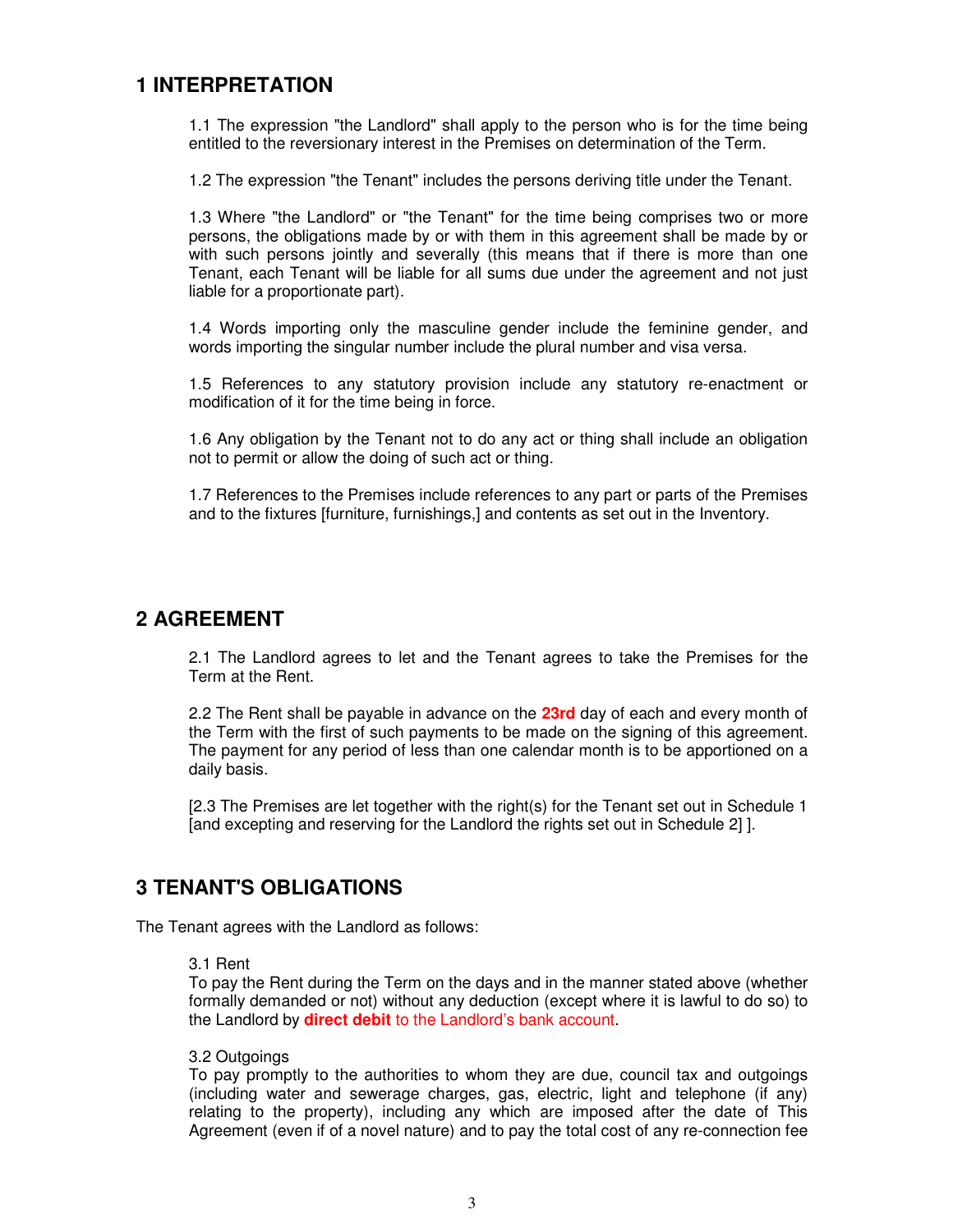## 1 INTERPRETATION

1.1 The expression "the Landlord" shall apply to the person who is for the time being entitled to the reversionary interest in the Premises on determination of the Term.

1.2 The expression "the Tenant" includes the persons deriving title under the Tenant.

1.3 Where "the Landlord" or "the Tenant" for the time being comprises two or more persons, the obligations made by or with them in this agreement shall be made by or with such persons jointly and severally (this means that if there is more than one Tenant, each Tenant will be liable for all sums due under the agreement and not just liable for a proportionate part).

1.4 Words importing only the masculine gender include the feminine gender, and words importing the singular number include the plural number and visa versa.

1.5 References to any statutory provision include any statutory re-enactment or modification of it for the time being in force.

1.6 Any obligation by the Tenant not to do any act or thing shall include an obligation not to permit or allow the doing of such act or thing.

1.7 References to the Premises include references to any part or parts of the Premises and to the fixtures [furniture, furnishings,] and contents as set out in the Inventory.

## 2 AGREEMENT

2.1 The Landlord agrees to let and the Tenant agrees to take the Premises for the Term at the Rent.

2.2 The Rent shall be payable in advance on the **23rd** day of each and every month of the Term with the first of such payments to be made on the signing of this agreement. The payment for any period of less than one calendar month is to be apportioned on a daily basis.

[2.3 The Premises are let together with the right(s) for the Tenant set out in Schedule 1 [and excepting and reserving for the Landlord the rights set out in Schedule 2] ].

## 3 TENANT'S OBLIGATIONS

The Tenant agrees with the Landlord as follows:

3.1 Rent
To pay the Rent during the Term on the days and in the manner stated above (whether formally demanded or not) without any deduction (except where it is lawful to do so) to the Landlord by **direct debit** to the Landlord's bank account.

3.2 Outgoings
To pay promptly to the authorities to whom they are due, council tax and outgoings (including water and sewerage charges, gas, electric, light and telephone (if any) relating to the property), including any which are imposed after the date of This Agreement (even if of a novel nature) and to pay the total cost of any re-connection fee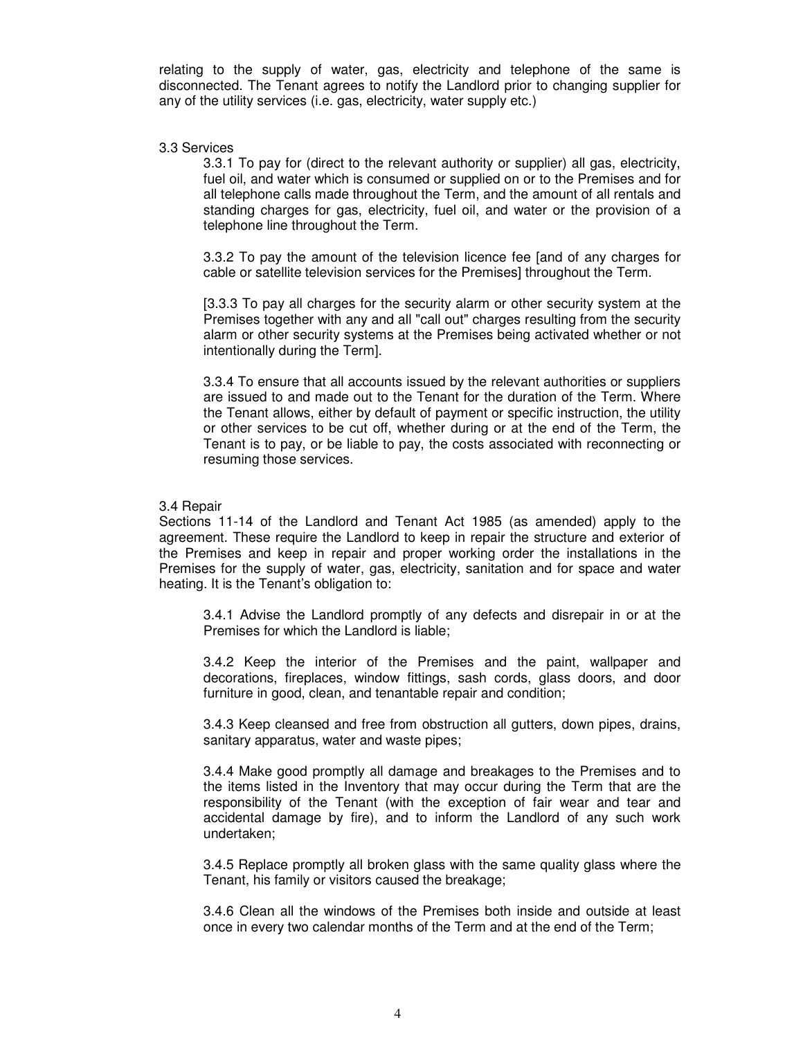relating to the supply of water, gas, electricity and telephone of the same is disconnected. The Tenant agrees to notify the Landlord prior to changing supplier for any of the utility services (i.e. gas, electricity, water supply etc.)

3.3 Services

3.3.1 To pay for (direct to the relevant authority or supplier) all gas, electricity, fuel oil, and water which is consumed or supplied on or to the Premises and for all telephone calls made throughout the Term, and the amount of all rentals and standing charges for gas, electricity, fuel oil, and water or the provision of a telephone line throughout the Term.

3.3.2 To pay the amount of the television licence fee [and of any charges for cable or satellite television services for the Premises] throughout the Term.

[3.3.3 To pay all charges for the security alarm or other security system at the Premises together with any and all "call out" charges resulting from the security alarm or other security systems at the Premises being activated whether or not intentionally during the Term].

3.3.4 To ensure that all accounts issued by the relevant authorities or suppliers are issued to and made out to the Tenant for the duration of the Term. Where the Tenant allows, either by default of payment or specific instruction, the utility or other services to be cut off, whether during or at the end of the Term, the Tenant is to pay, or be liable to pay, the costs associated with reconnecting or resuming those services.

3.4 Repair

Sections 11-14 of the Landlord and Tenant Act 1985 (as amended) apply to the agreement. These require the Landlord to keep in repair the structure and exterior of the Premises and keep in repair and proper working order the installations in the Premises for the supply of water, gas, electricity, sanitation and for space and water heating. It is the Tenant's obligation to:

3.4.1 Advise the Landlord promptly of any defects and disrepair in or at the Premises for which the Landlord is liable;

3.4.2 Keep the interior of the Premises and the paint, wallpaper and decorations, fireplaces, window fittings, sash cords, glass doors, and door furniture in good, clean, and tenantable repair and condition;

3.4.3 Keep cleansed and free from obstruction all gutters, down pipes, drains, sanitary apparatus, water and waste pipes;

3.4.4 Make good promptly all damage and breakages to the Premises and to the items listed in the Inventory that may occur during the Term that are the responsibility of the Tenant (with the exception of fair wear and tear and accidental damage by fire), and to inform the Landlord of any such work undertaken;

3.4.5 Replace promptly all broken glass with the same quality glass where the Tenant, his family or visitors caused the breakage;

3.4.6 Clean all the windows of the Premises both inside and outside at least once in every two calendar months of the Term and at the end of the Term;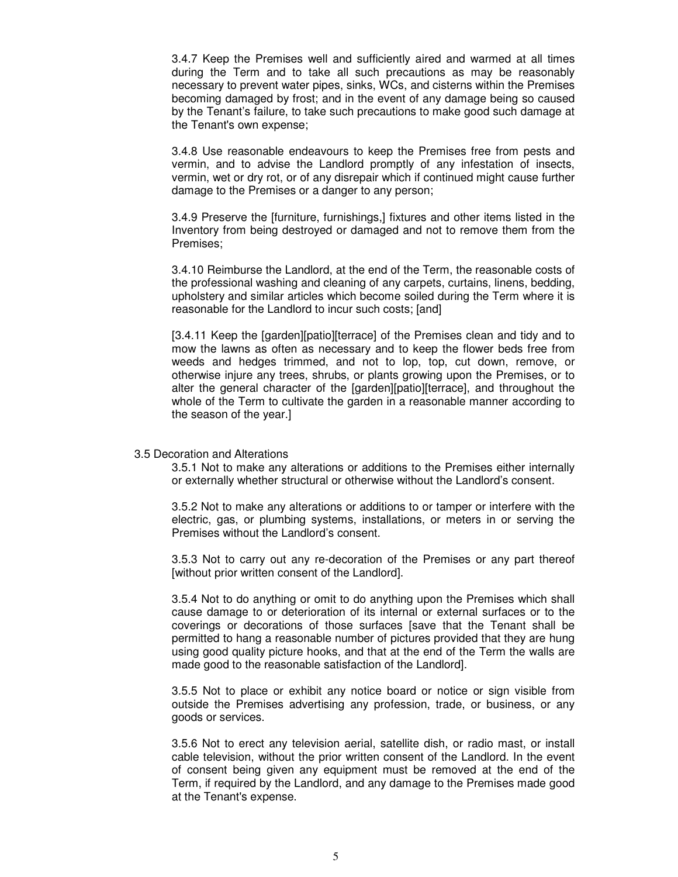3.4.7 Keep the Premises well and sufficiently aired and warmed at all times during the Term and to take all such precautions as may be reasonably necessary to prevent water pipes, sinks, WCs, and cisterns within the Premises becoming damaged by frost; and in the event of any damage being so caused by the Tenant's failure, to take such precautions to make good such damage at the Tenant's own expense;

3.4.8 Use reasonable endeavours to keep the Premises free from pests and vermin, and to advise the Landlord promptly of any infestation of insects, vermin, wet or dry rot, or of any disrepair which if continued might cause further damage to the Premises or a danger to any person;

3.4.9 Preserve the [furniture, furnishings,] fixtures and other items listed in the Inventory from being destroyed or damaged and not to remove them from the Premises;

3.4.10 Reimburse the Landlord, at the end of the Term, the reasonable costs of the professional washing and cleaning of any carpets, curtains, linens, bedding, upholstery and similar articles which become soiled during the Term where it is reasonable for the Landlord to incur such costs; [and]

[3.4.11 Keep the [garden][patio][terrace] of the Premises clean and tidy and to mow the lawns as often as necessary and to keep the flower beds free from weeds and hedges trimmed, and not to lop, top, cut down, remove, or otherwise injure any trees, shrubs, or plants growing upon the Premises, or to alter the general character of the [garden][patio][terrace], and throughout the whole of the Term to cultivate the garden in a reasonable manner according to the season of the year.]

3.5 Decoration and Alterations

3.5.1 Not to make any alterations or additions to the Premises either internally or externally whether structural or otherwise without the Landlord's consent.

3.5.2 Not to make any alterations or additions to or tamper or interfere with the electric, gas, or plumbing systems, installations, or meters in or serving the Premises without the Landlord's consent.

3.5.3 Not to carry out any re-decoration of the Premises or any part thereof [without prior written consent of the Landlord].

3.5.4 Not to do anything or omit to do anything upon the Premises which shall cause damage to or deterioration of its internal or external surfaces or to the coverings or decorations of those surfaces [save that the Tenant shall be permitted to hang a reasonable number of pictures provided that they are hung using good quality picture hooks, and that at the end of the Term the walls are made good to the reasonable satisfaction of the Landlord].

3.5.5 Not to place or exhibit any notice board or notice or sign visible from outside the Premises advertising any profession, trade, or business, or any goods or services.

3.5.6 Not to erect any television aerial, satellite dish, or radio mast, or install cable television, without the prior written consent of the Landlord. In the event of consent being given any equipment must be removed at the end of the Term, if required by the Landlord, and any damage to the Premises made good at the Tenant's expense.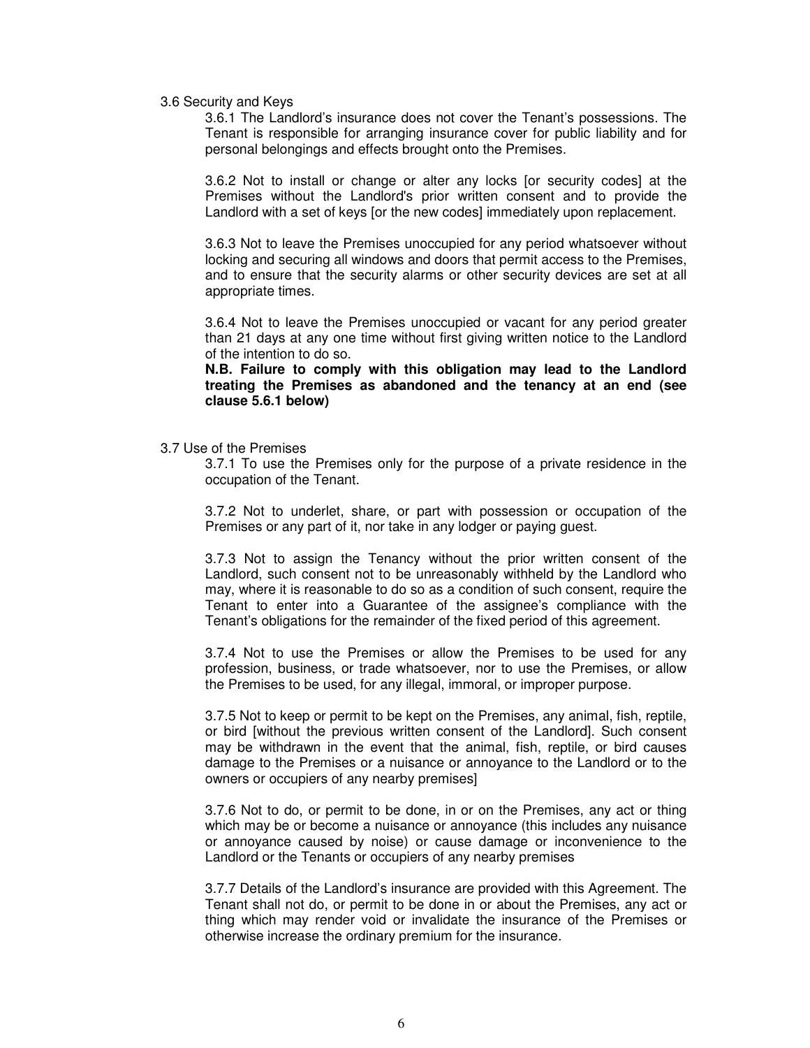3.6 Security and Keys

3.6.1 The Landlord's insurance does not cover the Tenant's possessions. The Tenant is responsible for arranging insurance cover for public liability and for personal belongings and effects brought onto the Premises.

3.6.2 Not to install or change or alter any locks [or security codes] at the Premises without the Landlord's prior written consent and to provide the Landlord with a set of keys [or the new codes] immediately upon replacement.

3.6.3 Not to leave the Premises unoccupied for any period whatsoever without locking and securing all windows and doors that permit access to the Premises, and to ensure that the security alarms or other security devices are set at all appropriate times.

3.6.4 Not to leave the Premises unoccupied or vacant for any period greater than 21 days at any one time without first giving written notice to the Landlord of the intention to do so.
**N.B. Failure to comply with this obligation may lead to the Landlord treating the Premises as abandoned and the tenancy at an end (see clause 5.6.1 below)**

3.7 Use of the Premises

3.7.1 To use the Premises only for the purpose of a private residence in the occupation of the Tenant.

3.7.2 Not to underlet, share, or part with possession or occupation of the Premises or any part of it, nor take in any lodger or paying guest.

3.7.3 Not to assign the Tenancy without the prior written consent of the Landlord, such consent not to be unreasonably withheld by the Landlord who may, where it is reasonable to do so as a condition of such consent, require the Tenant to enter into a Guarantee of the assignee's compliance with the Tenant's obligations for the remainder of the fixed period of this agreement.

3.7.4 Not to use the Premises or allow the Premises to be used for any profession, business, or trade whatsoever, nor to use the Premises, or allow the Premises to be used, for any illegal, immoral, or improper purpose.

3.7.5 Not to keep or permit to be kept on the Premises, any animal, fish, reptile, or bird [without the previous written consent of the Landlord]. Such consent may be withdrawn in the event that the animal, fish, reptile, or bird causes damage to the Premises or a nuisance or annoyance to the Landlord or to the owners or occupiers of any nearby premises]

3.7.6 Not to do, or permit to be done, in or on the Premises, any act or thing which may be or become a nuisance or annoyance (this includes any nuisance or annoyance caused by noise) or cause damage or inconvenience to the Landlord or the Tenants or occupiers of any nearby premises

3.7.7 Details of the Landlord's insurance are provided with this Agreement. The Tenant shall not do, or permit to be done in or about the Premises, any act or thing which may render void or invalidate the insurance of the Premises or otherwise increase the ordinary premium for the insurance.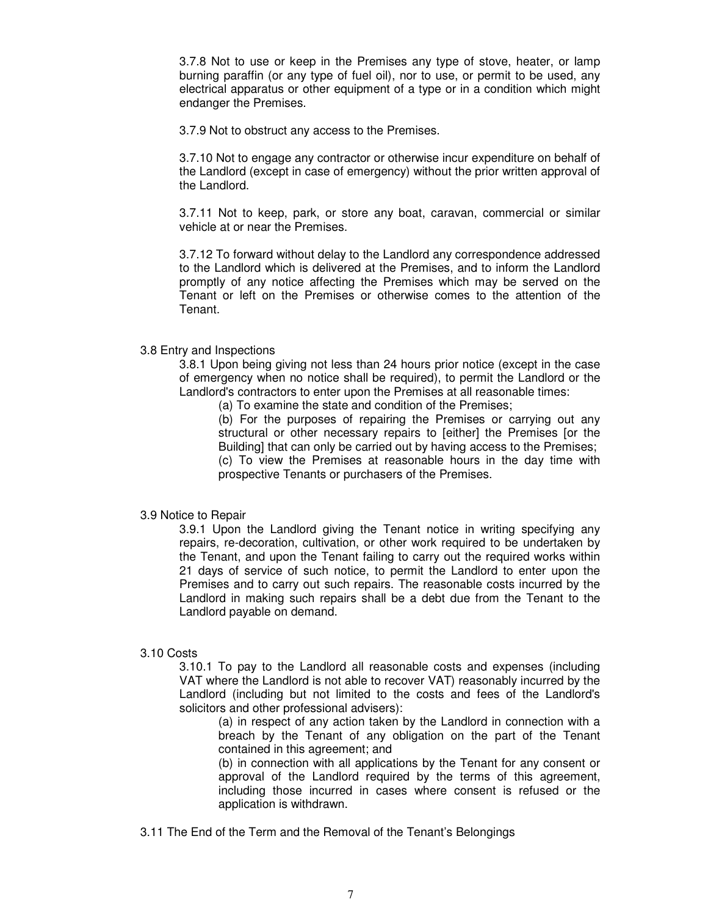3.7.8 Not to use or keep in the Premises any type of stove, heater, or lamp burning paraffin (or any type of fuel oil), nor to use, or permit to be used, any electrical apparatus or other equipment of a type or in a condition which might endanger the Premises.

3.7.9 Not to obstruct any access to the Premises.

3.7.10 Not to engage any contractor or otherwise incur expenditure on behalf of the Landlord (except in case of emergency) without the prior written approval of the Landlord.

3.7.11 Not to keep, park, or store any boat, caravan, commercial or similar vehicle at or near the Premises.

3.7.12 To forward without delay to the Landlord any correspondence addressed to the Landlord which is delivered at the Premises, and to inform the Landlord promptly of any notice affecting the Premises which may be served on the Tenant or left on the Premises or otherwise comes to the attention of the Tenant.

3.8 Entry and Inspections

3.8.1 Upon being giving not less than 24 hours prior notice (except in the case of emergency when no notice shall be required), to permit the Landlord or the Landlord's contractors to enter upon the Premises at all reasonable times:

(a) To examine the state and condition of the Premises;

(b) For the purposes of repairing the Premises or carrying out any structural or other necessary repairs to [either] the Premises [or the Building] that can only be carried out by having access to the Premises;

(c) To view the Premises at reasonable hours in the day time with prospective Tenants or purchasers of the Premises.

3.9 Notice to Repair

3.9.1 Upon the Landlord giving the Tenant notice in writing specifying any repairs, re-decoration, cultivation, or other work required to be undertaken by the Tenant, and upon the Tenant failing to carry out the required works within 21 days of service of such notice, to permit the Landlord to enter upon the Premises and to carry out such repairs. The reasonable costs incurred by the Landlord in making such repairs shall be a debt due from the Tenant to the Landlord payable on demand.

3.10 Costs

3.10.1 To pay to the Landlord all reasonable costs and expenses (including VAT where the Landlord is not able to recover VAT) reasonably incurred by the Landlord (including but not limited to the costs and fees of the Landlord's solicitors and other professional advisers):

(a) in respect of any action taken by the Landlord in connection with a breach by the Tenant of any obligation on the part of the Tenant contained in this agreement; and

(b) in connection with all applications by the Tenant for any consent or approval of the Landlord required by the terms of this agreement, including those incurred in cases where consent is refused or the application is withdrawn.

3.11 The End of the Term and the Removal of the Tenant's Belongings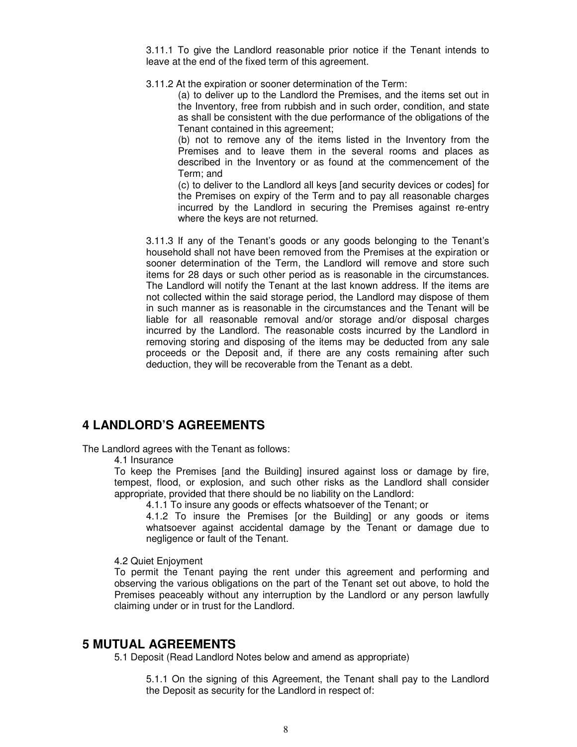3.11.1 To give the Landlord reasonable prior notice if the Tenant intends to leave at the end of the fixed term of this agreement.

3.11.2 At the expiration or sooner determination of the Term:

(a) to deliver up to the Landlord the Premises, and the items set out in the Inventory, free from rubbish and in such order, condition, and state as shall be consistent with the due performance of the obligations of the Tenant contained in this agreement;

(b) not to remove any of the items listed in the Inventory from the Premises and to leave them in the several rooms and places as described in the Inventory or as found at the commencement of the Term; and

(c) to deliver to the Landlord all keys [and security devices or codes] for the Premises on expiry of the Term and to pay all reasonable charges incurred by the Landlord in securing the Premises against re-entry where the keys are not returned.

3.11.3 If any of the Tenant's goods or any goods belonging to the Tenant's household shall not have been removed from the Premises at the expiration or sooner determination of the Term, the Landlord will remove and store such items for 28 days or such other period as is reasonable in the circumstances. The Landlord will notify the Tenant at the last known address. If the items are not collected within the said storage period, the Landlord may dispose of them in such manner as is reasonable in the circumstances and the Tenant will be liable for all reasonable removal and/or storage and/or disposal charges incurred by the Landlord. The reasonable costs incurred by the Landlord in removing storing and disposing of the items may be deducted from any sale proceeds or the Deposit and, if there are any costs remaining after such deduction, they will be recoverable from the Tenant as a debt.

## 4 LANDLORD'S AGREEMENTS

The Landlord agrees with the Tenant as follows:

4.1 Insurance

To keep the Premises [and the Building] insured against loss or damage by fire, tempest, flood, or explosion, and such other risks as the Landlord shall consider appropriate, provided that there should be no liability on the Landlord:

4.1.1 To insure any goods or effects whatsoever of the Tenant; or

4.1.2 To insure the Premises [or the Building] or any goods or items whatsoever against accidental damage by the Tenant or damage due to negligence or fault of the Tenant.

4.2 Quiet Enjoyment

To permit the Tenant paying the rent under this agreement and performing and observing the various obligations on the part of the Tenant set out above, to hold the Premises peaceably without any interruption by the Landlord or any person lawfully claiming under or in trust for the Landlord.

## 5 MUTUAL AGREEMENTS

5.1 Deposit (Read Landlord Notes below and amend as appropriate)

5.1.1 On the signing of this Agreement, the Tenant shall pay to the Landlord the Deposit as security for the Landlord in respect of: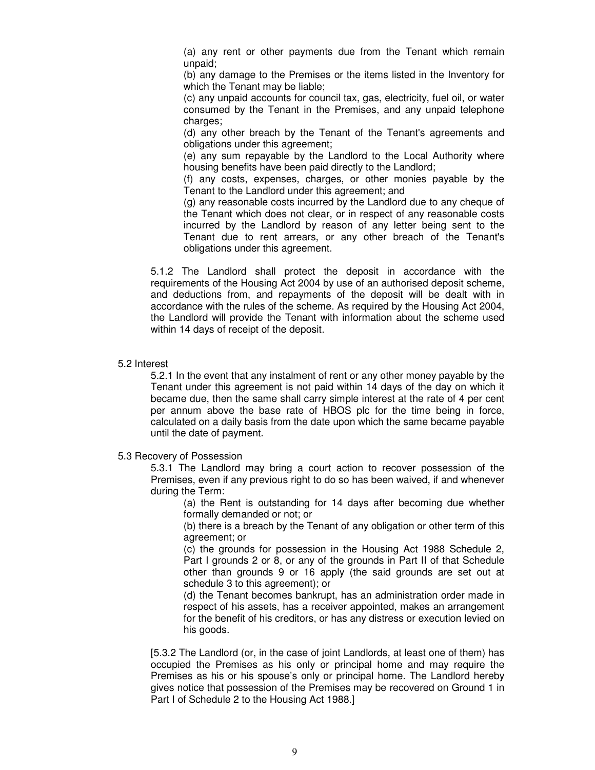(a) any rent or other payments due from the Tenant which remain unpaid;

(b) any damage to the Premises or the items listed in the Inventory for which the Tenant may be liable;

(c) any unpaid accounts for council tax, gas, electricity, fuel oil, or water consumed by the Tenant in the Premises, and any unpaid telephone charges;

(d) any other breach by the Tenant of the Tenant's agreements and obligations under this agreement;

(e) any sum repayable by the Landlord to the Local Authority where housing benefits have been paid directly to the Landlord;

(f) any costs, expenses, charges, or other monies payable by the Tenant to the Landlord under this agreement; and

(g) any reasonable costs incurred by the Landlord due to any cheque of the Tenant which does not clear, or in respect of any reasonable costs incurred by the Landlord by reason of any letter being sent to the Tenant due to rent arrears, or any other breach of the Tenant's obligations under this agreement.

5.1.2 The Landlord shall protect the deposit in accordance with the requirements of the Housing Act 2004 by use of an authorised deposit scheme, and deductions from, and repayments of the deposit will be dealt with in accordance with the rules of the scheme. As required by the Housing Act 2004, the Landlord will provide the Tenant with information about the scheme used within 14 days of receipt of the deposit.

5.2 Interest

5.2.1 In the event that any instalment of rent or any other money payable by the Tenant under this agreement is not paid within 14 days of the day on which it became due, then the same shall carry simple interest at the rate of 4 per cent per annum above the base rate of HBOS plc for the time being in force, calculated on a daily basis from the date upon which the same became payable until the date of payment.

5.3 Recovery of Possession

5.3.1 The Landlord may bring a court action to recover possession of the Premises, even if any previous right to do so has been waived, if and whenever during the Term:

(a) the Rent is outstanding for 14 days after becoming due whether formally demanded or not; or

(b) there is a breach by the Tenant of any obligation or other term of this agreement; or

(c) the grounds for possession in the Housing Act 1988 Schedule 2, Part I grounds 2 or 8, or any of the grounds in Part II of that Schedule other than grounds 9 or 16 apply (the said grounds are set out at schedule 3 to this agreement); or

(d) the Tenant becomes bankrupt, has an administration order made in respect of his assets, has a receiver appointed, makes an arrangement for the benefit of his creditors, or has any distress or execution levied on his goods.

[5.3.2 The Landlord (or, in the case of joint Landlords, at least one of them) has occupied the Premises as his only or principal home and may require the Premises as his or his spouse's only or principal home. The Landlord hereby gives notice that possession of the Premises may be recovered on Ground 1 in Part I of Schedule 2 to the Housing Act 1988.]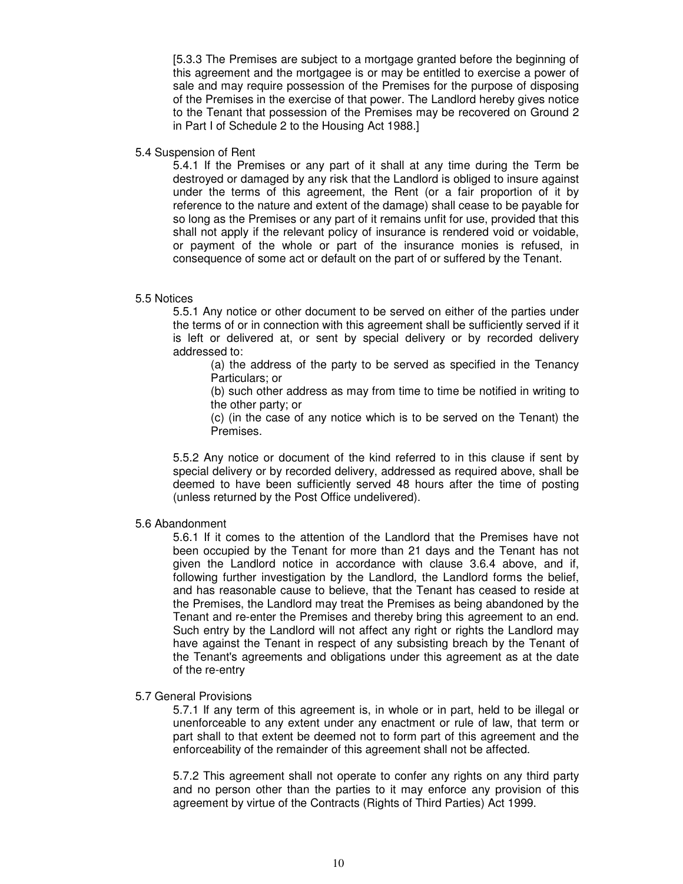[5.3.3 The Premises are subject to a mortgage granted before the beginning of this agreement and the mortgagee is or may be entitled to exercise a power of sale and may require possession of the Premises for the purpose of disposing of the Premises in the exercise of that power. The Landlord hereby gives notice to the Tenant that possession of the Premises may be recovered on Ground 2 in Part I of Schedule 2 to the Housing Act 1988.]

5.4 Suspension of Rent

5.4.1 If the Premises or any part of it shall at any time during the Term be destroyed or damaged by any risk that the Landlord is obliged to insure against under the terms of this agreement, the Rent (or a fair proportion of it by reference to the nature and extent of the damage) shall cease to be payable for so long as the Premises or any part of it remains unfit for use, provided that this shall not apply if the relevant policy of insurance is rendered void or voidable, or payment of the whole or part of the insurance monies is refused, in consequence of some act or default on the part of or suffered by the Tenant.

5.5 Notices

5.5.1 Any notice or other document to be served on either of the parties under the terms of or in connection with this agreement shall be sufficiently served if it is left or delivered at, or sent by special delivery or by recorded delivery addressed to:

(a) the address of the party to be served as specified in the Tenancy Particulars; or

(b) such other address as may from time to time be notified in writing to the other party; or

(c) (in the case of any notice which is to be served on the Tenant) the Premises.

5.5.2 Any notice or document of the kind referred to in this clause if sent by special delivery or by recorded delivery, addressed as required above, shall be deemed to have been sufficiently served 48 hours after the time of posting (unless returned by the Post Office undelivered).

5.6 Abandonment

5.6.1 If it comes to the attention of the Landlord that the Premises have not been occupied by the Tenant for more than 21 days and the Tenant has not given the Landlord notice in accordance with clause 3.6.4 above, and if, following further investigation by the Landlord, the Landlord forms the belief, and has reasonable cause to believe, that the Tenant has ceased to reside at the Premises, the Landlord may treat the Premises as being abandoned by the Tenant and re-enter the Premises and thereby bring this agreement to an end. Such entry by the Landlord will not affect any right or rights the Landlord may have against the Tenant in respect of any subsisting breach by the Tenant of the Tenant's agreements and obligations under this agreement as at the date of the re-entry

5.7 General Provisions

5.7.1 If any term of this agreement is, in whole or in part, held to be illegal or unenforceable to any extent under any enactment or rule of law, that term or part shall to that extent be deemed not to form part of this agreement and the enforceability of the remainder of this agreement shall not be affected.

5.7.2 This agreement shall not operate to confer any rights on any third party and no person other than the parties to it may enforce any provision of this agreement by virtue of the Contracts (Rights of Third Parties) Act 1999.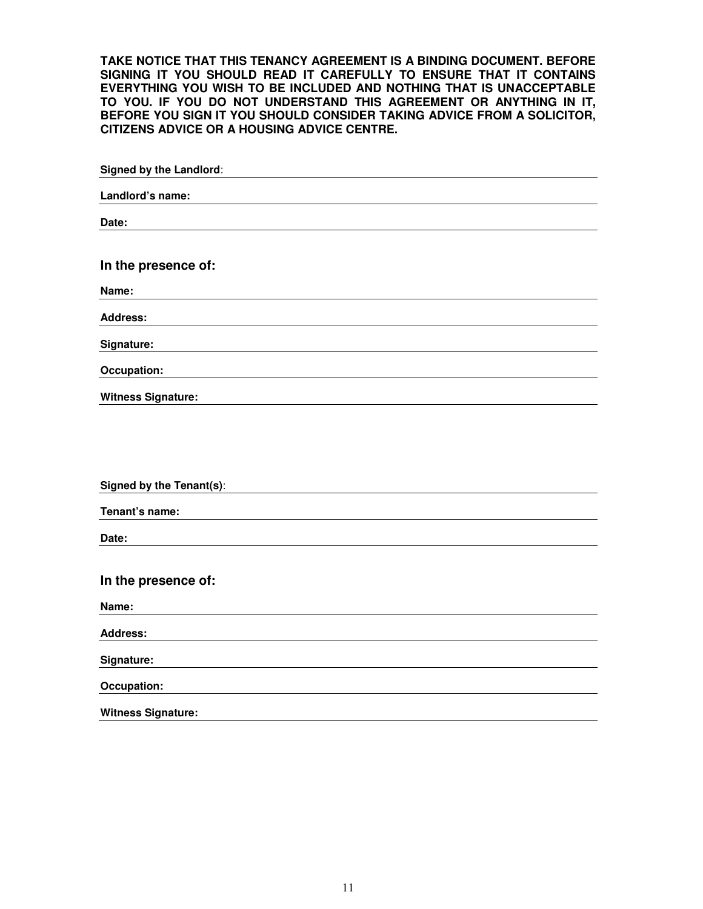**TAKE NOTICE THAT THIS TENANCY AGREEMENT IS A BINDING DOCUMENT. BEFORE SIGNING IT YOU SHOULD READ IT CAREFULLY TO ENSURE THAT IT CONTAINS EVERYTHING YOU WISH TO BE INCLUDED AND NOTHING THAT IS UNACCEPTABLE TO YOU. IF YOU DO NOT UNDERSTAND THIS AGREEMENT OR ANYTHING IN IT, BEFORE YOU SIGN IT YOU SHOULD CONSIDER TAKING ADVICE FROM A SOLICITOR, CITIZENS ADVICE OR A HOUSING ADVICE CENTRE.**

**Signed by the Landlord**: \_\_\_\_\_\_\_\_\_\_\_\_\_\_\_\_\_\_\_\_\_\_\_\_\_\_\_\_\_\_

**Landlord's name:** \_\_\_\_\_\_\_\_\_\_\_\_\_\_\_\_\_\_\_\_\_\_\_\_\_\_\_\_\_\_

**Date:** \_\_\_\_\_\_\_\_\_\_\_\_\_\_\_\_\_\_\_\_\_\_\_\_\_\_\_\_\_\_

### In the presence of:

**Name:** \_\_\_\_\_\_\_\_\_\_\_\_\_\_\_\_\_\_\_\_\_\_\_\_\_\_\_\_\_\_

**Address:** \_\_\_\_\_\_\_\_\_\_\_\_\_\_\_\_\_\_\_\_\_\_\_\_\_\_\_\_\_\_

**Signature:** \_\_\_\_\_\_\_\_\_\_\_\_\_\_\_\_\_\_\_\_\_\_\_\_\_\_\_\_\_\_

**Occupation:** \_\_\_\_\_\_\_\_\_\_\_\_\_\_\_\_\_\_\_\_\_\_\_\_\_\_\_\_\_\_

**Witness Signature:** \_\_\_\_\_\_\_\_\_\_\_\_\_\_\_\_\_\_\_\_\_\_\_\_\_\_\_\_\_\_

**Signed by the Tenant(s)**: \_\_\_\_\_\_\_\_\_\_\_\_\_\_\_\_\_\_\_\_\_\_\_\_\_\_\_\_\_\_

**Tenant's name:** \_\_\_\_\_\_\_\_\_\_\_\_\_\_\_\_\_\_\_\_\_\_\_\_\_\_\_\_\_\_

**Date:** \_\_\_\_\_\_\_\_\_\_\_\_\_\_\_\_\_\_\_\_\_\_\_\_\_\_\_\_\_\_

### In the presence of:

**Name:** \_\_\_\_\_\_\_\_\_\_\_\_\_\_\_\_\_\_\_\_\_\_\_\_\_\_\_\_\_\_

**Address:** \_\_\_\_\_\_\_\_\_\_\_\_\_\_\_\_\_\_\_\_\_\_\_\_\_\_\_\_\_\_

**Signature:** \_\_\_\_\_\_\_\_\_\_\_\_\_\_\_\_\_\_\_\_\_\_\_\_\_\_\_\_\_\_

**Occupation:** \_\_\_\_\_\_\_\_\_\_\_\_\_\_\_\_\_\_\_\_\_\_\_\_\_\_\_\_\_\_

**Witness Signature:** \_\_\_\_\_\_\_\_\_\_\_\_\_\_\_\_\_\_\_\_\_\_\_\_\_\_\_\_\_\_